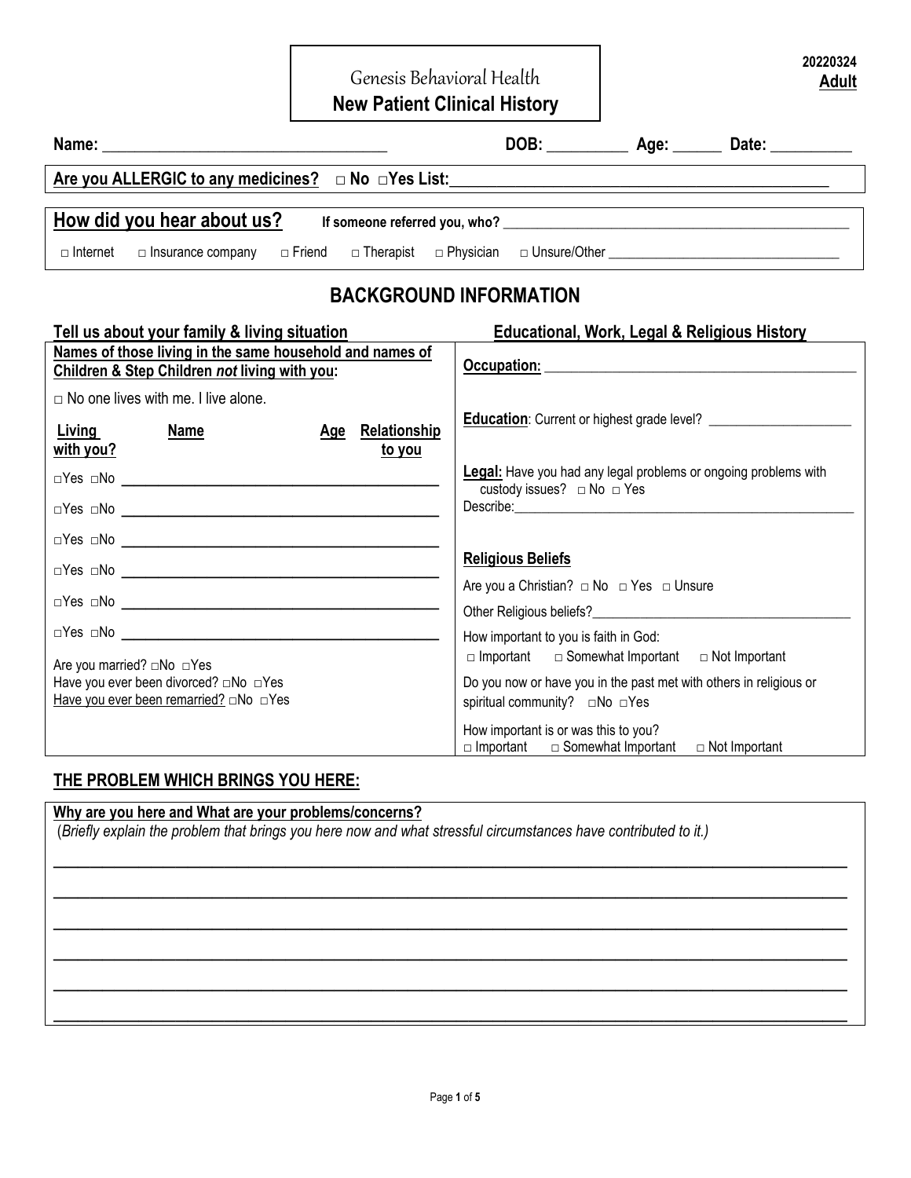20220324
**Adult**

# Genesis Behavioral Health
## New Patient Clinical History

**Name:** ___________________________________ **DOB:** __________ **Age:** ______ **Date:** __________

**Are you ALLERGIC to any medicines?** □ No □Yes List: ____________________________________________

**How did you hear about us?** If someone referred you, who? ________________________________________________

□ Internet □ Insurance company □ Friend □ Therapist □ Physician □ Unsure/Other ________________________________

## BACKGROUND INFORMATION

### Tell us about your family & living situation

**Names of those living in the same household and names of Children & Step Children *not* living with you:**

□ No one lives with me. I live alone.

| Living with you? | Name | Age | Relationship to you |
|---|---|---|---|
| □Yes □No | | | |
| □Yes □No | | | |
| □Yes □No | | | |
| □Yes □No | | | |
| □Yes □No | | | |
| □Yes □No | | | |

Are you married? □No □Yes
Have you ever been divorced? □No □Yes
Have you ever been remarried? □No □Yes

### Educational, Work, Legal & Religious History

**Occupation:** ____________________________________________

**Education**: Current or highest grade level? ____________________

**Legal:** Have you had any legal problems or ongoing problems with custody issues? □ No □ Yes
Describe: __________________________________________________

**Religious Beliefs**

Are you a Christian? □ No □ Yes □ Unsure

Other Religious beliefs? ______________________________________

How important to you is faith in God:
□ Important □ Somewhat Important □ Not Important

Do you now or have you in the past met with others in religious or spiritual community? □No □Yes

How important is or was this to you?
□ Important □ Somewhat Important □ Not Important

## THE PROBLEM WHICH BRINGS YOU HERE:

**Why are you here and What are your problems/concerns?**
(*Briefly explain the problem that brings you here now and what stressful circumstances have contributed to it.)*

______________________________________________________________________________

______________________________________________________________________________

______________________________________________________________________________

______________________________________________________________________________

______________________________________________________________________________

______________________________________________________________________________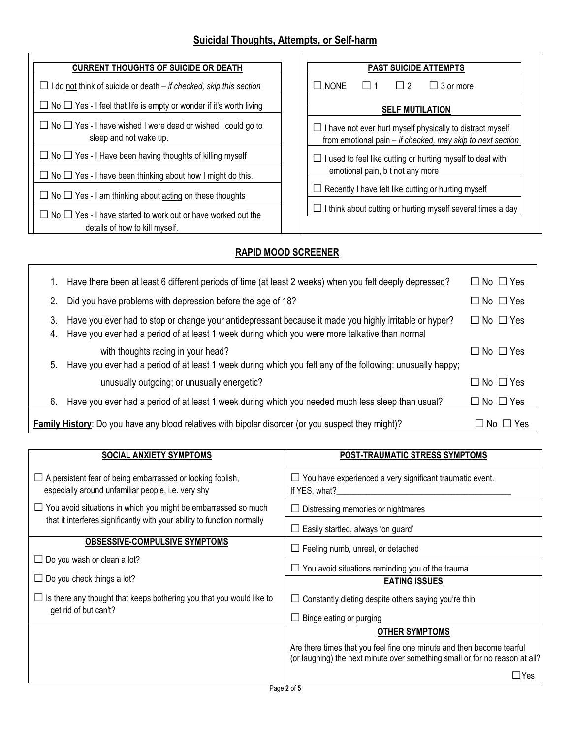## Suicidal Thoughts, Attempts, or Self-harm

| CURRENT THOUGHTS OF SUICIDE OR DEATH |
|---|
| ☐ I do not think of suicide or death – *if checked, skip this section* |
| ☐ No ☐ Yes - I feel that life is empty or wonder if it's worth living |
| ☐ No ☐ Yes - I have wished I were dead or wished I could go to sleep and not wake up. |
| ☐ No ☐ Yes - I Have been having thoughts of killing myself |
| ☐ No ☐ Yes - I have been thinking about how I might do this. |
| ☐ No ☐ Yes - I am thinking about acting on these thoughts |
| ☐ No ☐ Yes - I have started to work out or have worked out the details of how to kill myself. |

| PAST SUICIDE ATTEMPTS |
|---|
| ☐ NONE ☐ 1 ☐ 2 ☐ 3 or more |

| SELF MUTILATION |
|---|
| ☐ I have not ever hurt myself physically to distract myself from emotional pain – *if checked, may skip to next section* |
| ☐ I used to feel like cutting or hurting myself to deal with emotional pain, b t not any more |
| ☐ Recently I have felt like cutting or hurting myself |
| ☐ I think about cutting or hurting myself several times a day |

## RAPID MOOD SCREENER

| | | |
|---|---|---|
| 1. | Have there been at least 6 different periods of time (at least 2 weeks) when you felt deeply depressed? | ☐ No ☐ Yes |
| 2. | Did you have problems with depression before the age of 18? | ☐ No ☐ Yes |
| 3. | Have you ever had to stop or change your antidepressant because it made you highly irritable or hyper? | ☐ No ☐ Yes |
| 4. | Have you ever had a period of at least 1 week during which you were more talkative than normal with thoughts racing in your head? | ☐ No ☐ Yes |
| 5. | Have you ever had a period of at least 1 week during which you felt any of the following: unusually happy; unusually outgoing; or unusually energetic? | ☐ No ☐ Yes |
| 6. | Have you ever had a period of at least 1 week during which you needed much less sleep than usual? | ☐ No ☐ Yes |

**Family History**: Do you have any blood relatives with bipolar disorder (or you suspect they might)? ☐ No ☐ Yes

| SOCIAL ANXIETY SYMPTOMS |
|---|
| ☐ A persistent fear of being embarrassed or looking foolish, especially around unfamiliar people, i.e. very shy |
| ☐ You avoid situations in which you might be embarrassed so much that it interferes significantly with your ability to function normally |

| OBSESSIVE-COMPULSIVE SYMPTOMS |
|---|
| ☐ Do you wash or clean a lot? |
| ☐ Do you check things a lot? |
| ☐ Is there any thought that keeps bothering you that you would like to get rid of but can't? |

| POST-TRAUMATIC STRESS SYMPTOMS |
|---|
| ☐ You have experienced a very significant traumatic event. If YES, what?________________________________________ |
| ☐ Distressing memories or nightmares |
| ☐ Easily startled, always 'on guard' |
| ☐ Feeling numb, unreal, or detached |
| ☐ You avoid situations reminding you of the trauma |

| EATING ISSUES |
|---|
| ☐ Constantly dieting despite others saying you're thin |
| ☐ Binge eating or purging |

| OTHER SYMPTOMS |
|---|
| Are there times that you feel fine one minute and then become tearful (or laughing) the next minute over something small or for no reason at all? ☐Yes |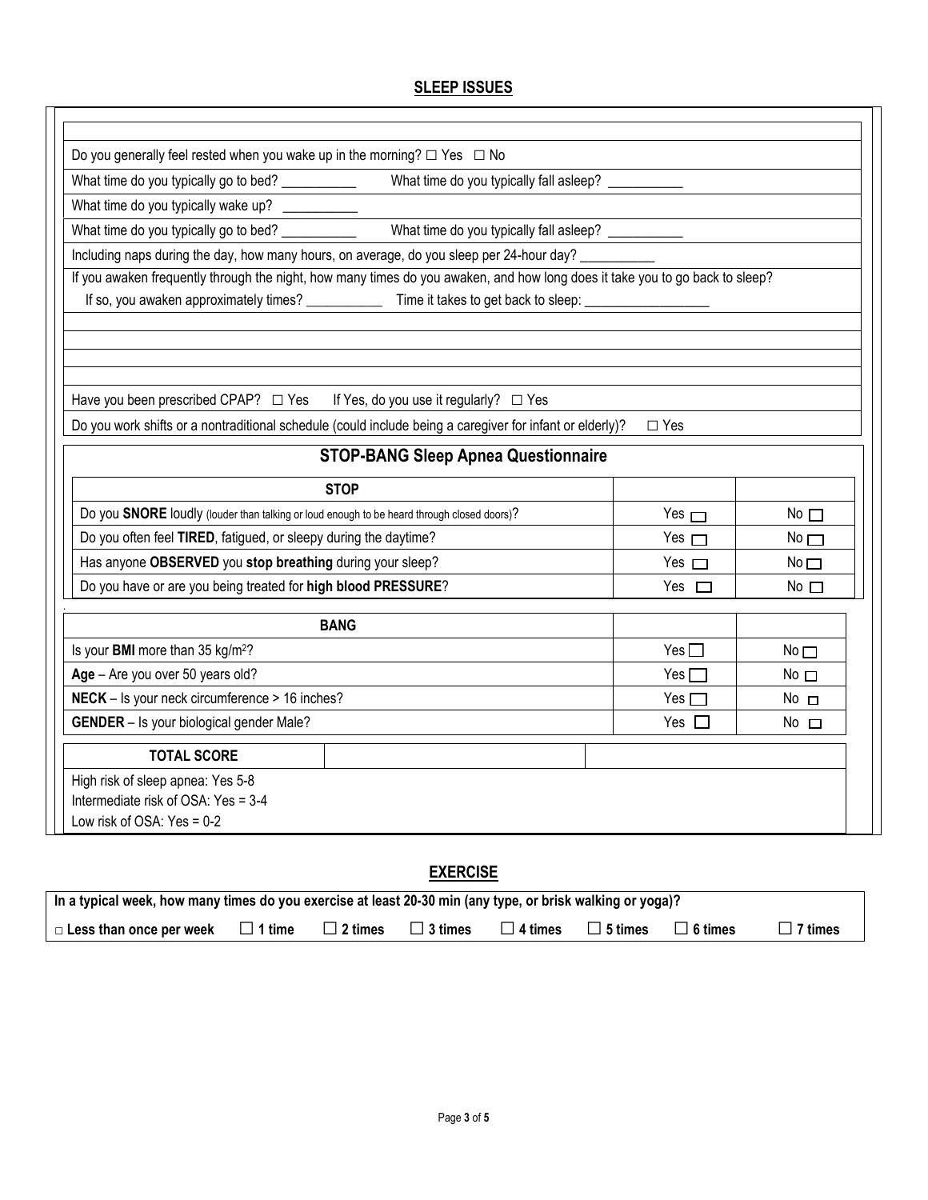## SLEEP ISSUES

Do you generally feel rested when you wake up in the morning? ☐ Yes ☐ No

What time do you typically go to bed? __________ What time do you typically fall asleep? __________

What time do you typically wake up? __________

What time do you typically go to bed? __________ What time do you typically fall asleep? __________

Including naps during the day, how many hours, on average, do you sleep per 24-hour day? __________

If you awaken frequently through the night, how many times do you awaken, and how long does it take you to go back to sleep?

If so, you awaken approximately times? __________ Time it takes to get back to sleep: ________________

Have you been prescribed CPAP? ☐ Yes If Yes, do you use it regularly? ☐ Yes

Do you work shifts or a nontraditional schedule (could include being a caregiver for infant or elderly)? ☐ Yes

### STOP-BANG Sleep Apnea Questionnaire

| STOP | | |
|---|---|---|
| Do you **SNORE** loudly (louder than talking or loud enough to be heard through closed doors)? | Yes ☐ | No ☐ |
| Do you often feel **TIRED**, fatigued, or sleepy during the daytime? | Yes ☐ | No ☐ |
| Has anyone **OBSERVED** you **stop breathing** during your sleep? | Yes ☐ | No ☐ |
| Do you have or are you being treated for **high blood PRESSURE**? | Yes ☐ | No ☐ |

| BANG | | |
|---|---|---|
| Is your **BMI** more than 35 kg/m$^2$? | Yes ☐ | No ☐ |
| **Age** – Are you over 50 years old? | Yes ☐ | No ☐ |
| **NECK** – Is your neck circumference > 16 inches? | Yes ☐ | No ☐ |
| **GENDER** – Is your biological gender Male? | Yes ☐ | No ☐ |

| TOTAL SCORE | | |
|---|---|---|

High risk of sleep apnea: Yes 5-8
Intermediate risk of OSA: Yes = 3-4
Low risk of OSA: Yes = 0-2

## EXERCISE

**In a typical week, how many times do you exercise at least 20-30 min (any type, or brisk walking or yoga)?**

☐ **Less than once per week** ☐ **1 time** ☐ **2 times** ☐ **3 times** ☐ **4 times** ☐ **5 times** ☐ **6 times** ☐ **7 times**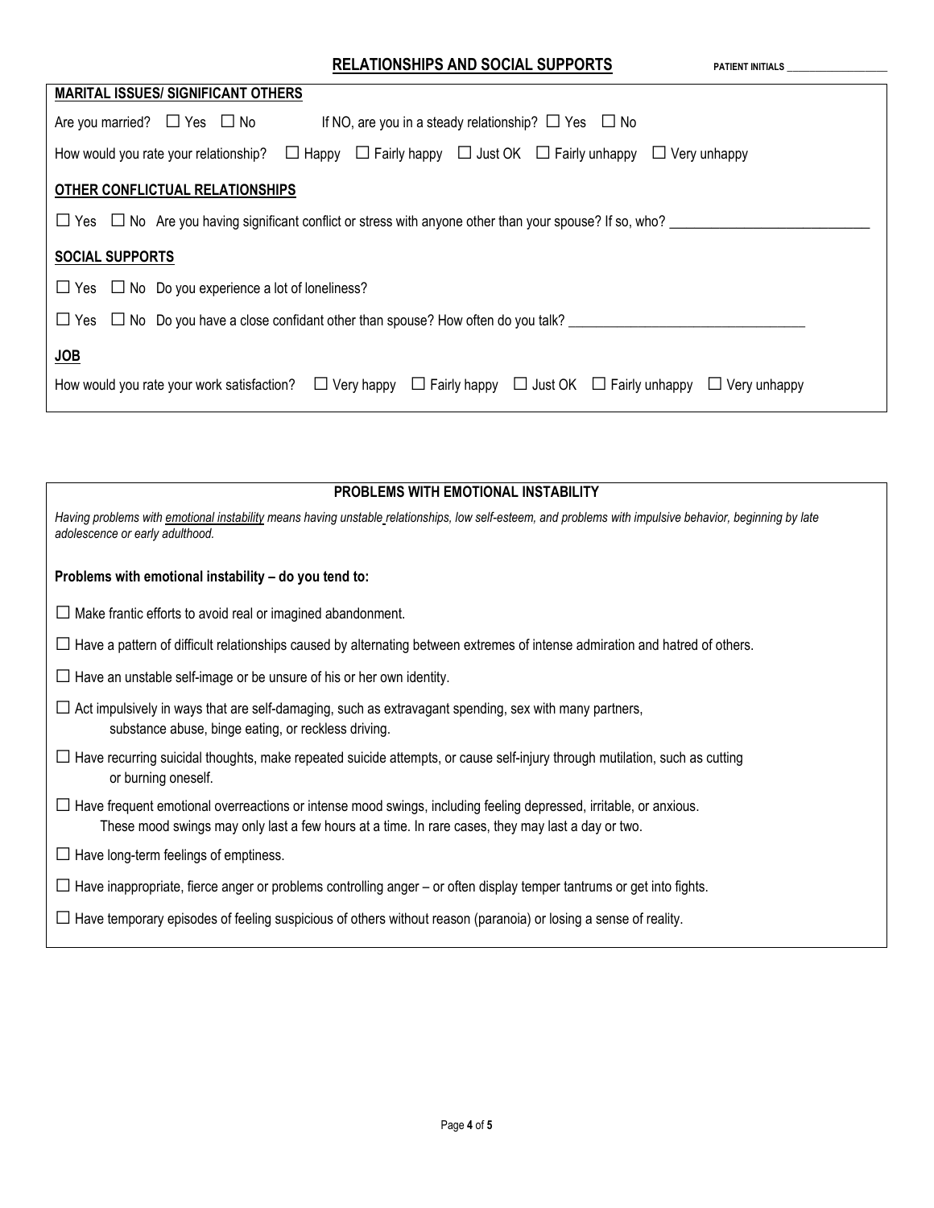## RELATIONSHIPS AND SOCIAL SUPPORTS

PATIENT INITIALS ____________________

**MARITAL ISSUES/ SIGNIFICANT OTHERS**

Are you married? ☐ Yes ☐ No   If NO, are you in a steady relationship? ☐ Yes ☐ No

How would you rate your relationship? ☐ Happy ☐ Fairly happy ☐ Just OK ☐ Fairly unhappy ☐ Very unhappy

**OTHER CONFLICTUAL RELATIONSHIPS**

☐ Yes ☐ No Are you having significant conflict or stress with anyone other than your spouse? If so, who? ____________________________

**SOCIAL SUPPORTS**

☐ Yes ☐ No Do you experience a lot of loneliness?

☐ Yes ☐ No Do you have a close confidant other than spouse? How often do you talk? ________________________________

**JOB**

How would you rate your work satisfaction? ☐ Very happy ☐ Fairly happy ☐ Just OK ☐ Fairly unhappy ☐ Very unhappy

## PROBLEMS WITH EMOTIONAL INSTABILITY

*Having problems with emotional instability means having unstable relationships, low self-esteem, and problems with impulsive behavior, beginning by late adolescence or early adulthood.*

**Problems with emotional instability – do you tend to:**

☐ Make frantic efforts to avoid real or imagined abandonment.

☐ Have a pattern of difficult relationships caused by alternating between extremes of intense admiration and hatred of others.

☐ Have an unstable self-image or be unsure of his or her own identity.

☐ Act impulsively in ways that are self-damaging, such as extravagant spending, sex with many partners, substance abuse, binge eating, or reckless driving.

☐ Have recurring suicidal thoughts, make repeated suicide attempts, or cause self-injury through mutilation, such as cutting or burning oneself.

☐ Have frequent emotional overreactions or intense mood swings, including feeling depressed, irritable, or anxious. These mood swings may only last a few hours at a time. In rare cases, they may last a day or two.

☐ Have long-term feelings of emptiness.

☐ Have inappropriate, fierce anger or problems controlling anger – or often display temper tantrums or get into fights.

☐ Have temporary episodes of feeling suspicious of others without reason (paranoia) or losing a sense of reality.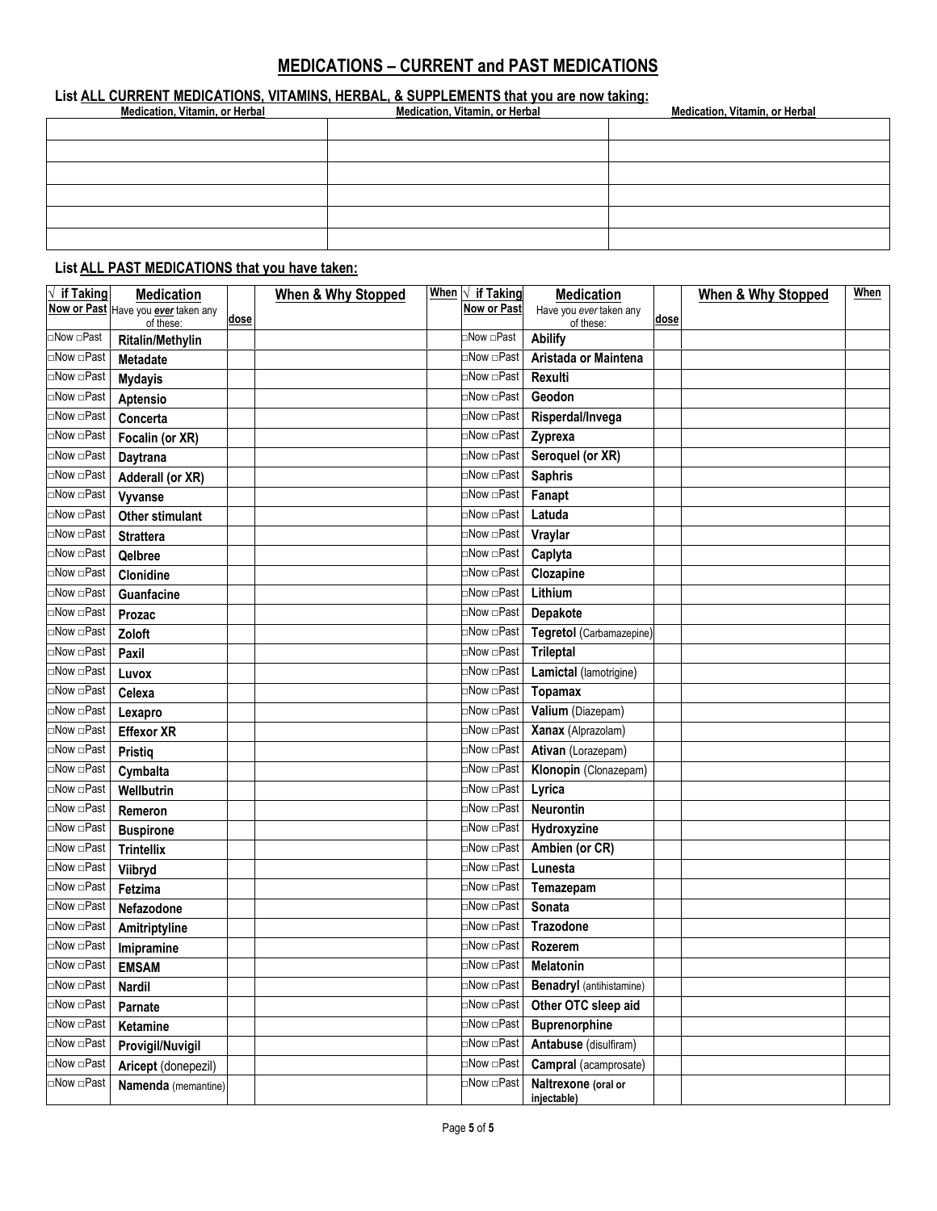# MEDICATIONS – CURRENT and PAST MEDICATIONS

## List ALL CURRENT MEDICATIONS, VITAMINS, HERBAL, & SUPPLEMENTS that you are now taking:

| Medication, Vitamin, or Herbal | Medication, Vitamin, or Herbal | Medication, Vitamin, or Herbal |
|---|---|---|
| | | |
| | | |
| | | |
| | | |
| | | |
| | | |

## List ALL PAST MEDICATIONS that you have taken:

| √ if Taking Now or Past | Medication Have you ***ever*** taken any of these: | dose | When & Why Stopped | When | √ if Taking Now or Past | Medication Have you *ever* taken any of these: | dose | When & Why Stopped | When |
|---|---|---|---|---|---|---|---|---|---|
| □Now □Past | **Ritalin/Methylin** | | | | □Now □Past | **Abilify** | | | |
| □Now □Past | **Metadate** | | | | □Now □Past | **Aristada or Maintena** | | | |
| □Now □Past | **Mydayis** | | | | □Now □Past | **Rexulti** | | | |
| □Now □Past | **Aptensio** | | | | □Now □Past | **Geodon** | | | |
| □Now □Past | **Concerta** | | | | □Now □Past | **Risperdal/Invega** | | | |
| □Now □Past | **Focalin (or XR)** | | | | □Now □Past | **Zyprexa** | | | |
| □Now □Past | **Daytrana** | | | | □Now □Past | **Seroquel (or XR)** | | | |
| □Now □Past | **Adderall (or XR)** | | | | □Now □Past | **Saphris** | | | |
| □Now □Past | **Vyvanse** | | | | □Now □Past | **Fanapt** | | | |
| □Now □Past | **Other stimulant** | | | | □Now □Past | **Latuda** | | | |
| □Now □Past | **Strattera** | | | | □Now □Past | **Vraylar** | | | |
| □Now □Past | **Qelbree** | | | | □Now □Past | **Caplyta** | | | |
| □Now □Past | **Clonidine** | | | | □Now □Past | **Clozapine** | | | |
| □Now □Past | **Guanfacine** | | | | □Now □Past | **Lithium** | | | |
| □Now □Past | **Prozac** | | | | □Now □Past | **Depakote** | | | |
| □Now □Past | **Zoloft** | | | | □Now □Past | **Tegretol** (Carbamazepine) | | | |
| □Now □Past | **Paxil** | | | | □Now □Past | **Trileptal** | | | |
| □Now □Past | **Luvox** | | | | □Now □Past | **Lamictal** (lamotrigine) | | | |
| □Now □Past | **Celexa** | | | | □Now □Past | **Topamax** | | | |
| □Now □Past | **Lexapro** | | | | □Now □Past | **Valium** (Diazepam) | | | |
| □Now □Past | **Effexor XR** | | | | □Now □Past | **Xanax** (Alprazolam) | | | |
| □Now □Past | **Pristiq** | | | | □Now □Past | **Ativan** (Lorazepam) | | | |
| □Now □Past | **Cymbalta** | | | | □Now □Past | **Klonopin** (Clonazepam) | | | |
| □Now □Past | **Wellbutrin** | | | | □Now □Past | **Lyrica** | | | |
| □Now □Past | **Remeron** | | | | □Now □Past | **Neurontin** | | | |
| □Now □Past | **Buspirone** | | | | □Now □Past | **Hydroxyzine** | | | |
| □Now □Past | **Trintellix** | | | | □Now □Past | **Ambien (or CR)** | | | |
| □Now □Past | **Viibryd** | | | | □Now □Past | **Lunesta** | | | |
| □Now □Past | **Fetzima** | | | | □Now □Past | **Temazepam** | | | |
| □Now □Past | **Nefazodone** | | | | □Now □Past | **Sonata** | | | |
| □Now □Past | **Amitriptyline** | | | | □Now □Past | **Trazodone** | | | |
| □Now □Past | **Imipramine** | | | | □Now □Past | **Rozerem** | | | |
| □Now □Past | **EMSAM** | | | | □Now □Past | **Melatonin** | | | |
| □Now □Past | **Nardil** | | | | □Now □Past | **Benadryl** (antihistamine) | | | |
| □Now □Past | **Parnate** | | | | □Now □Past | **Other OTC sleep aid** | | | |
| □Now □Past | **Ketamine** | | | | □Now □Past | **Buprenorphine** | | | |
| □Now □Past | **Provigil/Nuvigil** | | | | □Now □Past | **Antabuse** (disulfiram) | | | |
| □Now □Past | **Aricept** (donepezil) | | | | □Now □Past | **Campral** (acamprosate) | | | |
| □Now □Past | **Namenda** (memantine) | | | | □Now □Past | **Naltrexone (oral or injectable)** | | | |